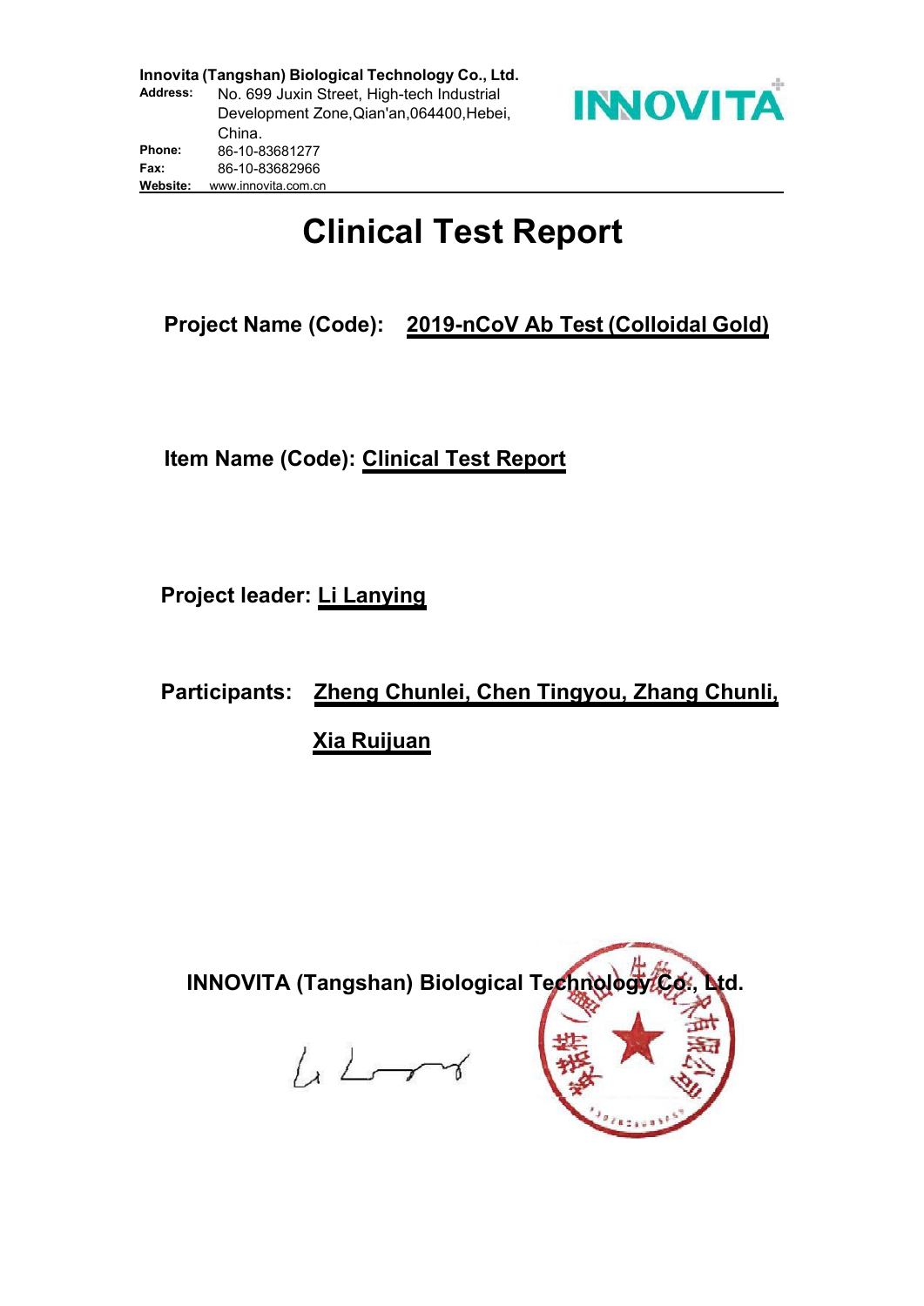**Innovita (Tangshan) Biological Technology Co., Ltd.**

**Address:** No. 699 Juxin Street, High-tech Industrial Development Zone,Qian'an,064400,Hebei, China.

**Phone:** 86-10-83681277

**Fax:** 86-10-83682966

**Website:** www.innovita.com.cn

INNOVITA

# Clinical Test Report

**Project Name (Code):** **2019-nCoV Ab Test (Colloidal Gold)**

**Item Name (Code):** **Clinical Test Report**

**Project leader:** **Li Lanying**

**Participants:** **Zheng Chunlei, Chen Tingyou, Zhang Chunli, Xia Ruijuan**

**INNOVITA (Tangshan) Biological Technology Co., Ltd.**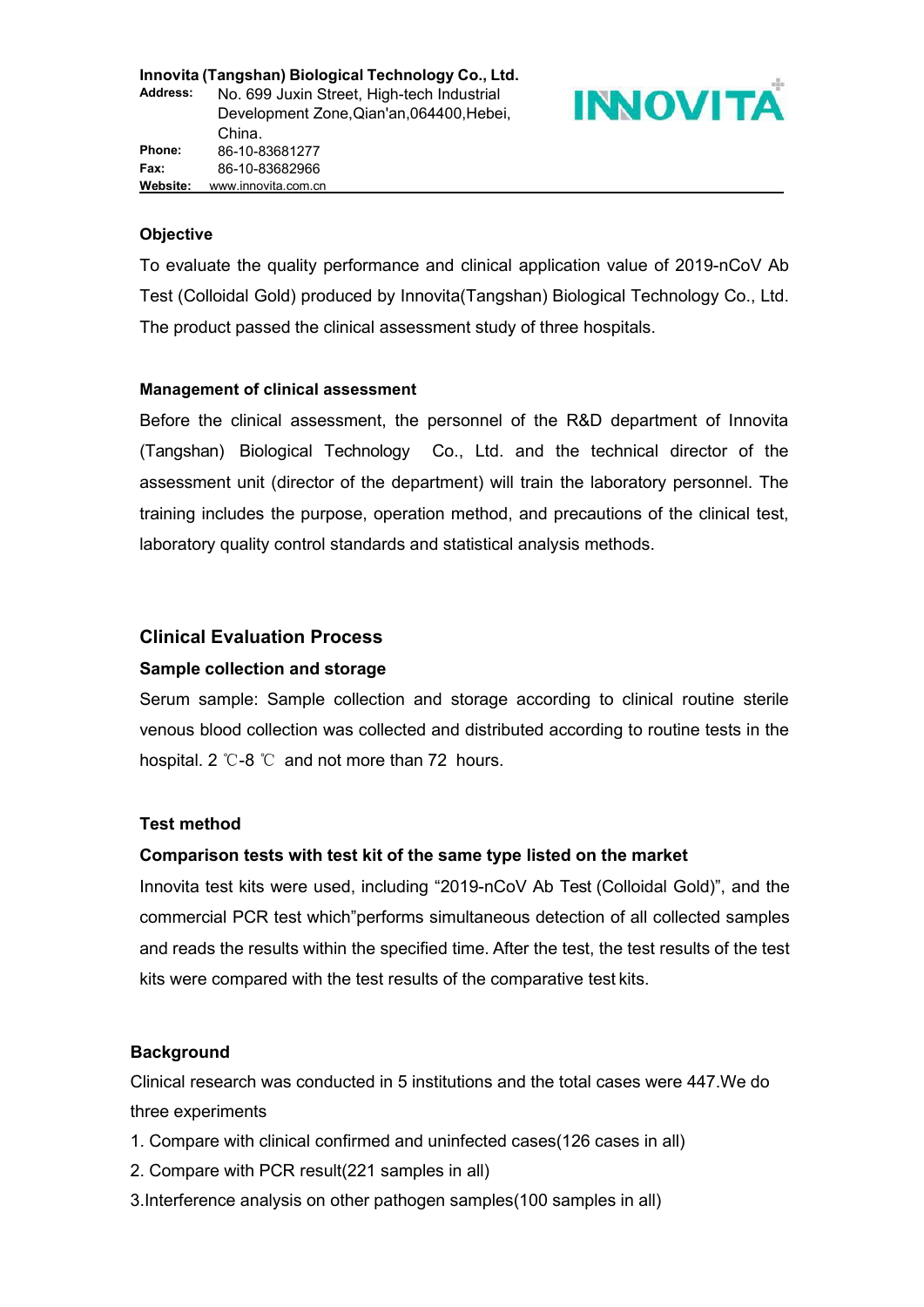## Objective

To evaluate the quality performance and clinical application value of 2019-nCoV Ab Test (Colloidal Gold) produced by Innovita(Tangshan) Biological Technology Co., Ltd. The product passed the clinical assessment study of three hospitals.

## Management of clinical assessment

Before the clinical assessment, the personnel of the R&D department of Innovita (Tangshan) Biological Technology Co., Ltd. and the technical director of the assessment unit (director of the department) will train the laboratory personnel. The training includes the purpose, operation method, and precautions of the clinical test, laboratory quality control standards and statistical analysis methods.

## Clinical Evaluation Process

### Sample collection and storage

Serum sample: Sample collection and storage according to clinical routine sterile venous blood collection was collected and distributed according to routine tests in the hospital. 2 ℃-8 ℃ and not more than 72 hours.

### Test method

### Comparison tests with test kit of the same type listed on the market

Innovita test kits were used, including "2019-nCoV Ab Test (Colloidal Gold)", and the commercial PCR test which"performs simultaneous detection of all collected samples and reads the results within the specified time. After the test, the test results of the test kits were compared with the test results of the comparative test kits.

## Background

Clinical research was conducted in 5 institutions and the total cases were 447.We do three experiments

1. Compare with clinical confirmed and uninfected cases(126 cases in all)
2. Compare with PCR result(221 samples in all)
3. Interference analysis on other pathogen samples(100 samples in all)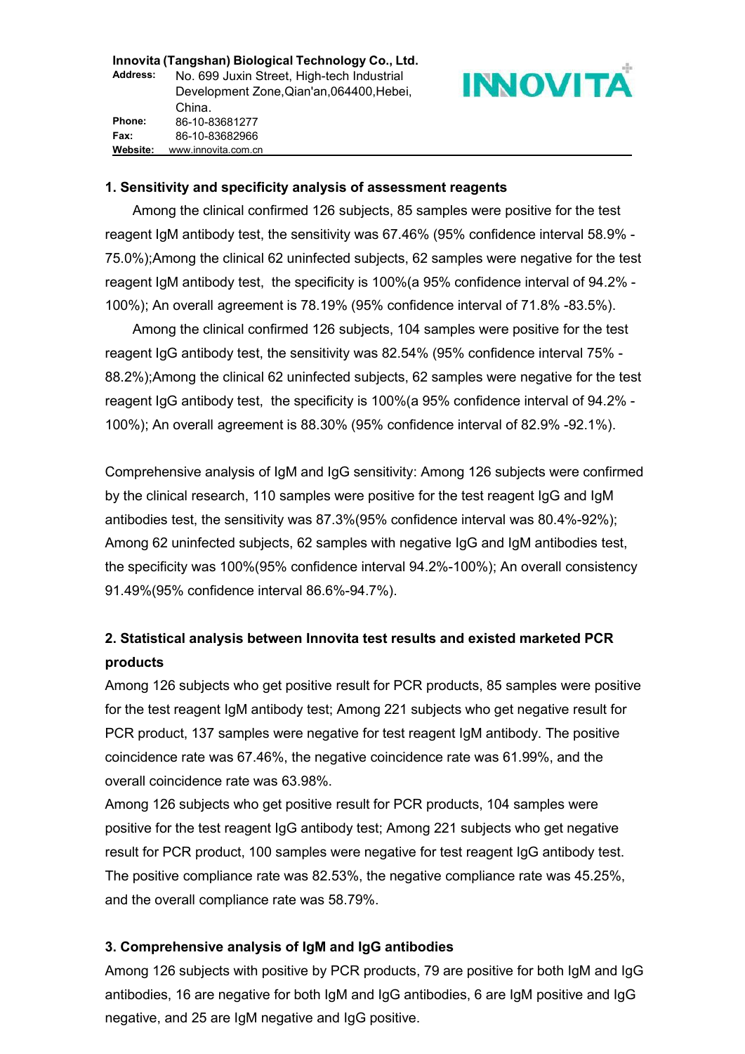### 1. Sensitivity and specificity analysis of assessment reagents

Among the clinical confirmed 126 subjects, 85 samples were positive for the test reagent IgM antibody test, the sensitivity was 67.46% (95% confidence interval 58.9% - 75.0%);Among the clinical 62 uninfected subjects, 62 samples were negative for the test reagent IgM antibody test, the specificity is 100%(a 95% confidence interval of 94.2% - 100%); An overall agreement is 78.19% (95% confidence interval of 71.8% -83.5%).

Among the clinical confirmed 126 subjects, 104 samples were positive for the test reagent IgG antibody test, the sensitivity was 82.54% (95% confidence interval 75% - 88.2%);Among the clinical 62 uninfected subjects, 62 samples were negative for the test reagent IgG antibody test, the specificity is 100%(a 95% confidence interval of 94.2% - 100%); An overall agreement is 88.30% (95% confidence interval of 82.9% -92.1%).

Comprehensive analysis of IgM and IgG sensitivity: Among 126 subjects were confirmed by the clinical research, 110 samples were positive for the test reagent IgG and IgM antibodies test, the sensitivity was 87.3%(95% confidence interval was 80.4%-92%); Among 62 uninfected subjects, 62 samples with negative IgG and IgM antibodies test, the specificity was 100%(95% confidence interval 94.2%-100%); An overall consistency 91.49%(95% confidence interval 86.6%-94.7%).

### 2. Statistical analysis between Innovita test results and existed marketed PCR products

Among 126 subjects who get positive result for PCR products, 85 samples were positive for the test reagent IgM antibody test; Among 221 subjects who get negative result for PCR product, 137 samples were negative for test reagent IgM antibody. The positive coincidence rate was 67.46%, the negative coincidence rate was 61.99%, and the overall coincidence rate was 63.98%.

Among 126 subjects who get positive result for PCR products, 104 samples were positive for the test reagent IgG antibody test; Among 221 subjects who get negative result for PCR product, 100 samples were negative for test reagent IgG antibody test. The positive compliance rate was 82.53%, the negative compliance rate was 45.25%, and the overall compliance rate was 58.79%.

### 3. Comprehensive analysis of IgM and IgG antibodies

Among 126 subjects with positive by PCR products, 79 are positive for both IgM and IgG antibodies, 16 are negative for both IgM and IgG antibodies, 6 are IgM positive and IgG negative, and 25 are IgM negative and IgG positive.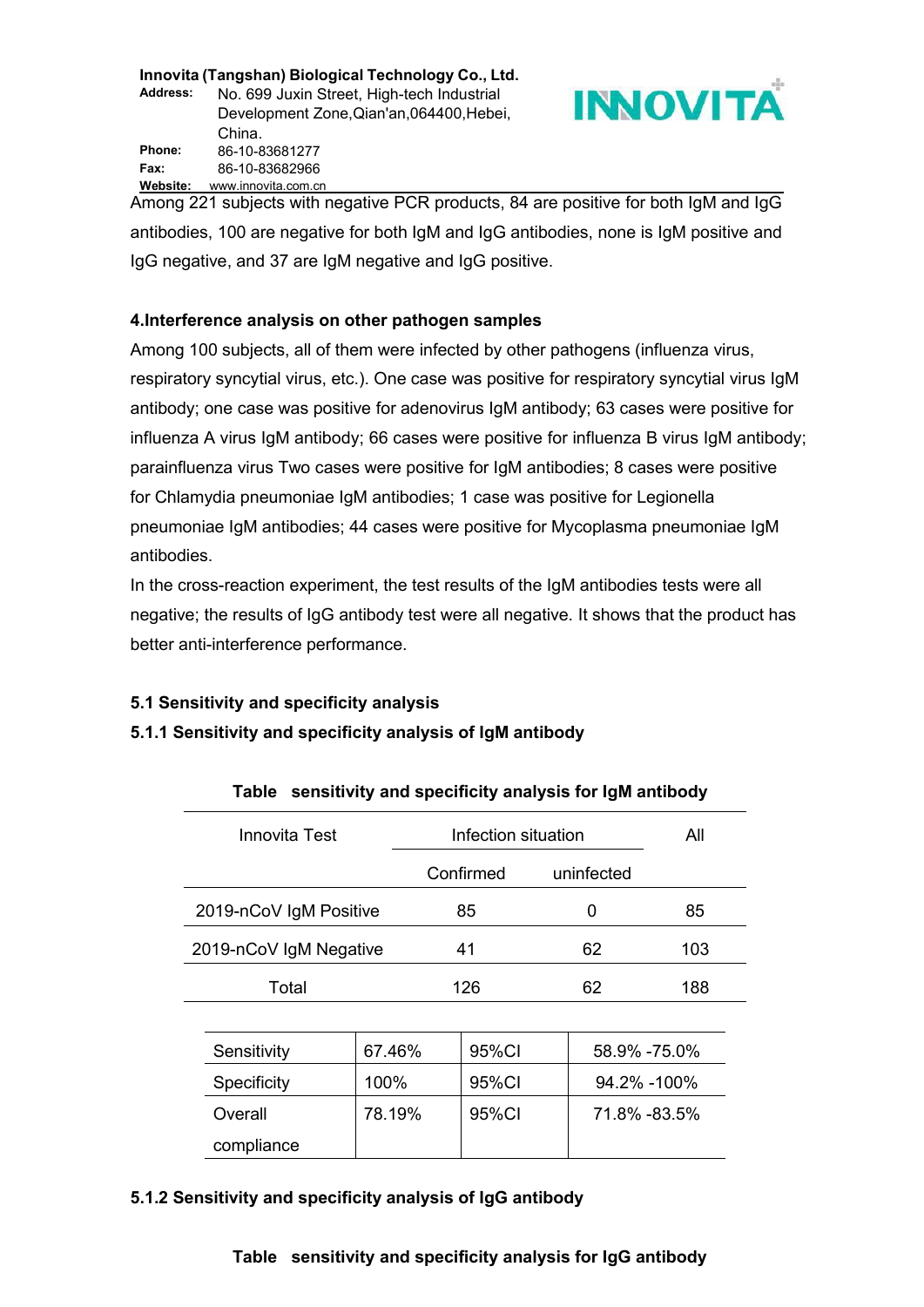Among 221 subjects with negative PCR products, 84 are positive for both IgM and IgG antibodies, 100 are negative for both IgM and IgG antibodies, none is IgM positive and IgG negative, and 37 are IgM negative and IgG positive.

**4.Interference analysis on other pathogen samples**

Among 100 subjects, all of them were infected by other pathogens (influenza virus, respiratory syncytial virus, etc.). One case was positive for respiratory syncytial virus IgM antibody; one case was positive for adenovirus IgM antibody; 63 cases were positive for influenza A virus IgM antibody; 66 cases were positive for influenza B virus IgM antibody; parainfluenza virus Two cases were positive for IgM antibodies; 8 cases were positive for Chlamydia pneumoniae IgM antibodies; 1 case was positive for Legionella pneumoniae IgM antibodies; 44 cases were positive for Mycoplasma pneumoniae IgM antibodies.

In the cross-reaction experiment, the test results of the IgM antibodies tests were all negative; the results of IgG antibody test were all negative. It shows that the product has better anti-interference performance.

**5.1 Sensitivity and specificity analysis**

**5.1.1 Sensitivity and specificity analysis of IgM antibody**

**Table sensitivity and specificity analysis for IgM antibody**

| Innovita Test | Infection situation | | All |
|---|---|---|---|
| | Confirmed | uninfected | |
| 2019-nCoV IgM Positive | 85 | 0 | 85 |
| 2019-nCoV IgM Negative | 41 | 62 | 103 |
| Total | 126 | 62 | 188 |

| Sensitivity | 67.46% | 95%CI | 58.9% -75.0% |
|---|---|---|---|
| Specificity | 100% | 95%CI | 94.2% -100% |
| Overall compliance | 78.19% | 95%CI | 71.8% -83.5% |

**5.1.2 Sensitivity and specificity analysis of IgG antibody**

**Table sensitivity and specificity analysis for IgG antibody**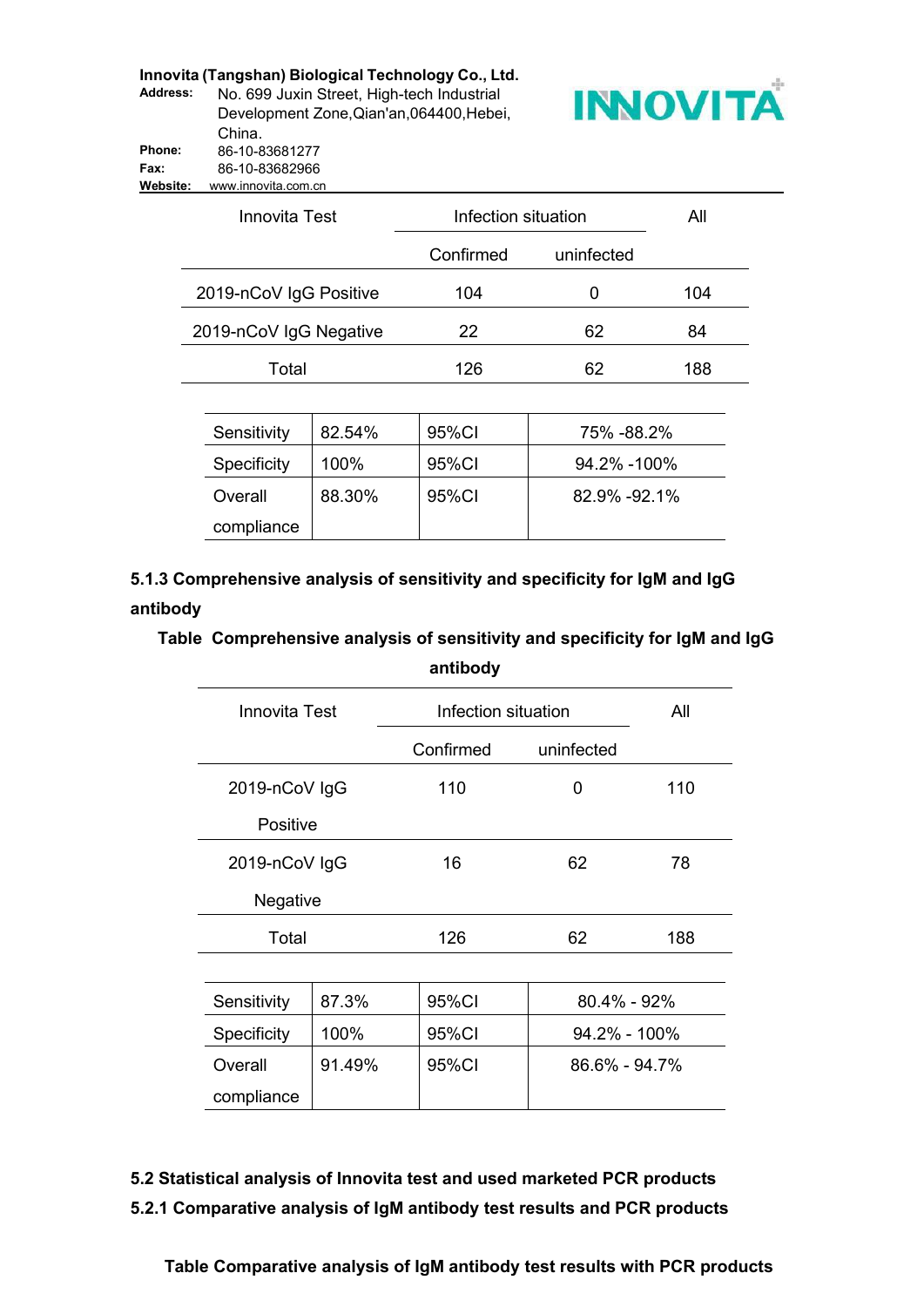| Innovita Test | Infection situation | | All |
|---|---|---|---|
| | Confirmed | uninfected | |
| 2019-nCoV IgG Positive | 104 | 0 | 104 |
| 2019-nCoV IgG Negative | 22 | 62 | 84 |
| Total | 126 | 62 | 188 |

| | | | |
|---|---|---|---|
| Sensitivity | 82.54% | 95%CI | 75% -88.2% |
| Specificity | 100% | 95%CI | 94.2% -100% |
| Overall compliance | 88.30% | 95%CI | 82.9% -92.1% |

### 5.1.3 Comprehensive analysis of sensitivity and specificity for IgM and IgG antibody

**Table Comprehensive analysis of sensitivity and specificity for IgM and IgG antibody**

| Innovita Test | Infection situation | | All |
|---|---|---|---|
| | Confirmed | uninfected | |
| 2019-nCoV IgG Positive | 110 | 0 | 110 |
| 2019-nCoV IgG Negative | 16 | 62 | 78 |
| Total | 126 | 62 | 188 |

| | | | |
|---|---|---|---|
| Sensitivity | 87.3% | 95%CI | 80.4% - 92% |
| Specificity | 100% | 95%CI | 94.2% - 100% |
| Overall compliance | 91.49% | 95%CI | 86.6% - 94.7% |

## 5.2 Statistical analysis of Innovita test and used marketed PCR products

### 5.2.1 Comparative analysis of IgM antibody test results and PCR products

**Table Comparative analysis of IgM antibody test results with PCR products**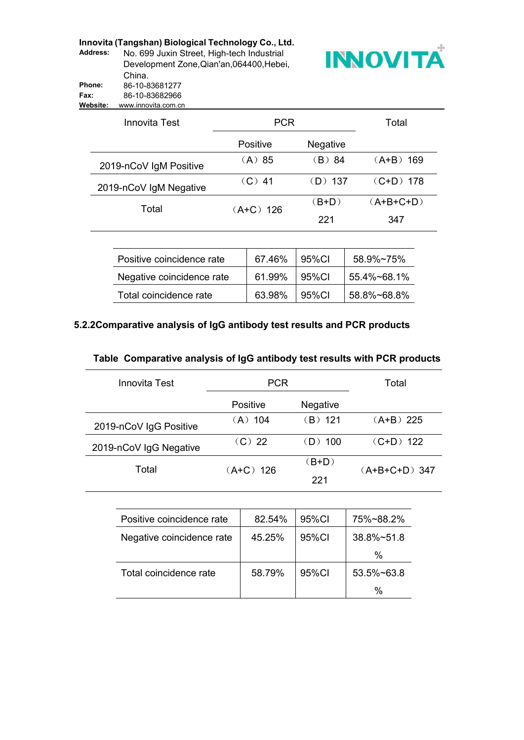| Innovita Test | PCR | | Total |
|---|---|---|---|
| | Positive | Negative | |
| 2019-nCoV IgM Positive | （A）85 | （B）84 | （A+B）169 |
| 2019-nCoV IgM Negative | （C）41 | （D）137 | （C+D）178 |
| Total | （A+C）126 | （B+D） 221 | （A+B+C+D） 347 |

| | | | |
|---|---|---|---|
| Positive coincidence rate | 67.46% | 95%CI | 58.9%~75% |
| Negative coincidence rate | 61.99% | 95%CI | 55.4%~68.1% |
| Total coincidence rate | 63.98% | 95%CI | 58.8%~68.8% |

### 5.2.2Comparative analysis of IgG antibody test results and PCR products

**Table Comparative analysis of IgG antibody test results with PCR products**

| Innovita Test | PCR | | Total |
|---|---|---|---|
| | Positive | Negative | |
| 2019-nCoV IgG Positive | （A）104 | （B）121 | （A+B）225 |
| 2019-nCoV IgG Negative | （C）22 | （D）100 | （C+D）122 |
| Total | （A+C）126 | （B+D） 221 | （A+B+C+D）347 |

| | | | |
|---|---|---|---|
| Positive coincidence rate | 82.54% | 95%CI | 75%~88.2% |
| Negative coincidence rate | 45.25% | 95%CI | 38.8%~51.8 % |
| Total coincidence rate | 58.79% | 95%CI | 53.5%~63.8 % |